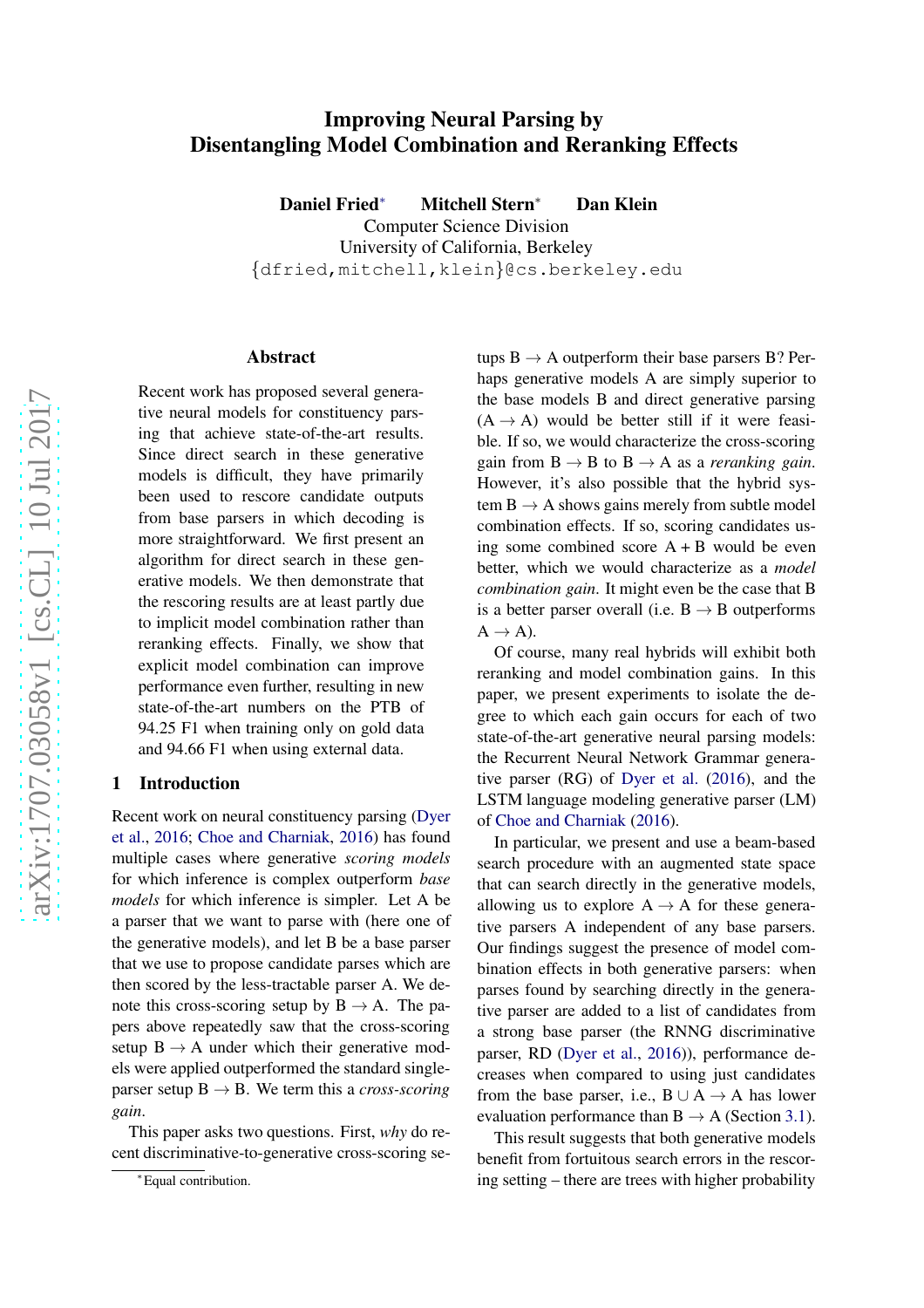# Improving Neural Parsing by Disentangling Model Combination and Reranking Effects

**Daniel Fried**[*] **Mitchell Stern**[*] **Dan Klein**

Computer Science Division
University of California, Berkeley
{dfried,mitchell,klein}@cs.berkeley.edu

## Abstract

Recent work has proposed several generative neural models for constituency parsing that achieve state-of-the-art results. Since direct search in these generative models is difficult, they have primarily been used to rescore candidate outputs from base parsers in which decoding is more straightforward. We first present an algorithm for direct search in these generative models. We then demonstrate that the rescoring results are at least partly due to implicit model combination rather than reranking effects. Finally, we show that explicit model combination can improve performance even further, resulting in new state-of-the-art numbers on the PTB of 94.25 F1 when training only on gold data and 94.66 F1 when using external data.

## 1 Introduction

Recent work on neural constituency parsing (Dyer et al., 2016; Choe and Charniak, 2016) has found multiple cases where generative *scoring models* for which inference is complex outperform *base models* for which inference is simpler. Let A be a parser that we want to parse with (here one of the generative models), and let B be a base parser that we use to propose candidate parses which are then scored by the less-tractable parser A. We denote this cross-scoring setup by B → A. The papers above repeatedly saw that the cross-scoring setup B → A under which their generative models were applied outperformed the standard single-parser setup B → B. We term this a *cross-scoring gain*.

This paper asks two questions. First, *why* do recent discriminative-to-generative cross-scoring setups B → A outperform their base parsers B? Perhaps generative models A are simply superior to the base models B and direct generative parsing (A → A) would be better still if it were feasible. If so, we would characterize the cross-scoring gain from B → B to B → A as a *reranking gain*. However, it's also possible that the hybrid system B → A shows gains merely from subtle model combination effects. If so, scoring candidates using some combined score A + B would be even better, which we would characterize as a *model combination gain*. It might even be the case that B is a better parser overall (i.e. B → B outperforms A → A).

Of course, many real hybrids will exhibit both reranking and model combination gains. In this paper, we present experiments to isolate the degree to which each gain occurs for each of two state-of-the-art generative neural parsing models: the Recurrent Neural Network Grammar generative parser (RG) of Dyer et al. (2016), and the LSTM language modeling generative parser (LM) of Choe and Charniak (2016).

In particular, we present and use a beam-based search procedure with an augmented state space that can search directly in the generative models, allowing us to explore A → A for these generative parsers A independent of any base parsers. Our findings suggest the presence of model combination effects in both generative parsers: when parses found by searching directly in the generative parser are added to a list of candidates from a strong base parser (the RNNG discriminative parser, RD (Dyer et al., 2016)), performance decreases when compared to using just candidates from the base parser, i.e., B ∪ A → A has lower evaluation performance than B → A (Section 3.1).

This result suggests that both generative models benefit from fortuitous search errors in the rescoring setting – there are trees with higher probability

[*]Equal contribution.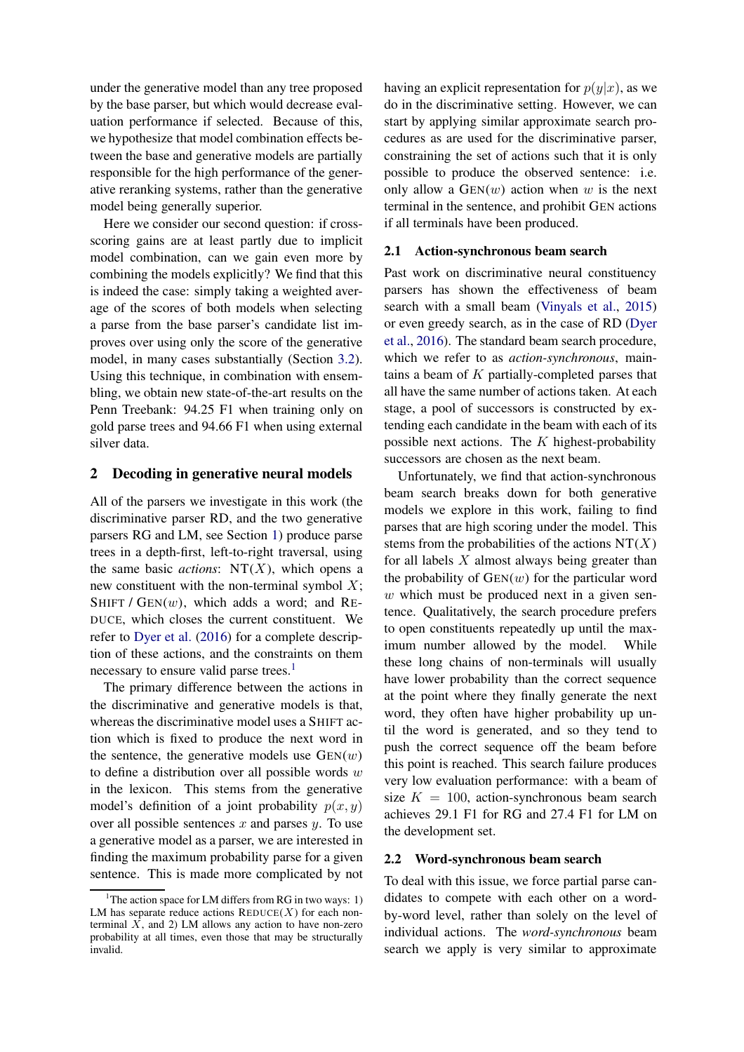under the generative model than any tree proposed by the base parser, but which would decrease evaluation performance if selected. Because of this, we hypothesize that model combination effects between the base and generative models are partially responsible for the high performance of the generative reranking systems, rather than the generative model being generally superior.

Here we consider our second question: if cross-scoring gains are at least partly due to implicit model combination, can we gain even more by combining the models explicitly? We find that this is indeed the case: simply taking a weighted average of the scores of both models when selecting a parse from the base parser's candidate list improves over using only the score of the generative model, in many cases substantially (Section 3.2). Using this technique, in combination with ensembling, we obtain new state-of-the-art results on the Penn Treebank: 94.25 F1 when training only on gold parse trees and 94.66 F1 when using external silver data.

## 2 Decoding in generative neural models

All of the parsers we investigate in this work (the discriminative parser RD, and the two generative parsers RG and LM, see Section 1) produce parse trees in a depth-first, left-to-right traversal, using the same basic *actions*: NT($X$), which opens a new constituent with the non-terminal symbol $X$; SHIFT / GEN($w$), which adds a word; and REDUCE, which closes the current constituent. We refer to Dyer et al. (2016) for a complete description of these actions, and the constraints on them necessary to ensure valid parse trees.[1]

The primary difference between the actions in the discriminative and generative models is that, whereas the discriminative model uses a SHIFT action which is fixed to produce the next word in the sentence, the generative models use GEN($w$) to define a distribution over all possible words $w$ in the lexicon. This stems from the generative model's definition of a joint probability $p(x, y)$ over all possible sentences $x$ and parses $y$. To use a generative model as a parser, we are interested in finding the maximum probability parse for a given sentence. This is made more complicated by not having an explicit representation for $p(y|x)$, as we do in the discriminative setting. However, we can start by applying similar approximate search procedures as are used for the discriminative parser, constraining the set of actions such that it is only possible to produce the observed sentence: i.e. only allow a GEN($w$) action when $w$ is the next terminal in the sentence, and prohibit GEN actions if all terminals have been produced.

[1] The action space for LM differs from RG in two ways: 1) LM has separate reduce actions REDUCE($X$) for each non-terminal $X$, and 2) LM allows any action to have non-zero probability at all times, even those that may be structurally invalid.

### 2.1 Action-synchronous beam search

Past work on discriminative neural constituency parsers has shown the effectiveness of beam search with a small beam (Vinyals et al., 2015) or even greedy search, as in the case of RD (Dyer et al., 2016). The standard beam search procedure, which we refer to as *action-synchronous*, maintains a beam of $K$ partially-completed parses that all have the same number of actions taken. At each stage, a pool of successors is constructed by extending each candidate in the beam with each of its possible next actions. The $K$ highest-probability successors are chosen as the next beam.

Unfortunately, we find that action-synchronous beam search breaks down for both generative models we explore in this work, failing to find parses that are high scoring under the model. This stems from the probabilities of the actions NT($X$) for all labels $X$ almost always being greater than the probability of GEN($w$) for the particular word $w$ which must be produced next in a given sentence. Qualitatively, the search procedure prefers to open constituents repeatedly up until the maximum number allowed by the model. While these long chains of non-terminals will usually have lower probability than the correct sequence at the point where they finally generate the next word, they often have higher probability up until the word is generated, and so they tend to push the correct sequence off the beam before this point is reached. This search failure produces very low evaluation performance: with a beam of size $K = 100$, action-synchronous beam search achieves 29.1 F1 for RG and 27.4 F1 for LM on the development set.

### 2.2 Word-synchronous beam search

To deal with this issue, we force partial parse candidates to compete with each other on a word-by-word level, rather than solely on the level of individual actions. The *word-synchronous* beam search we apply is very similar to approximate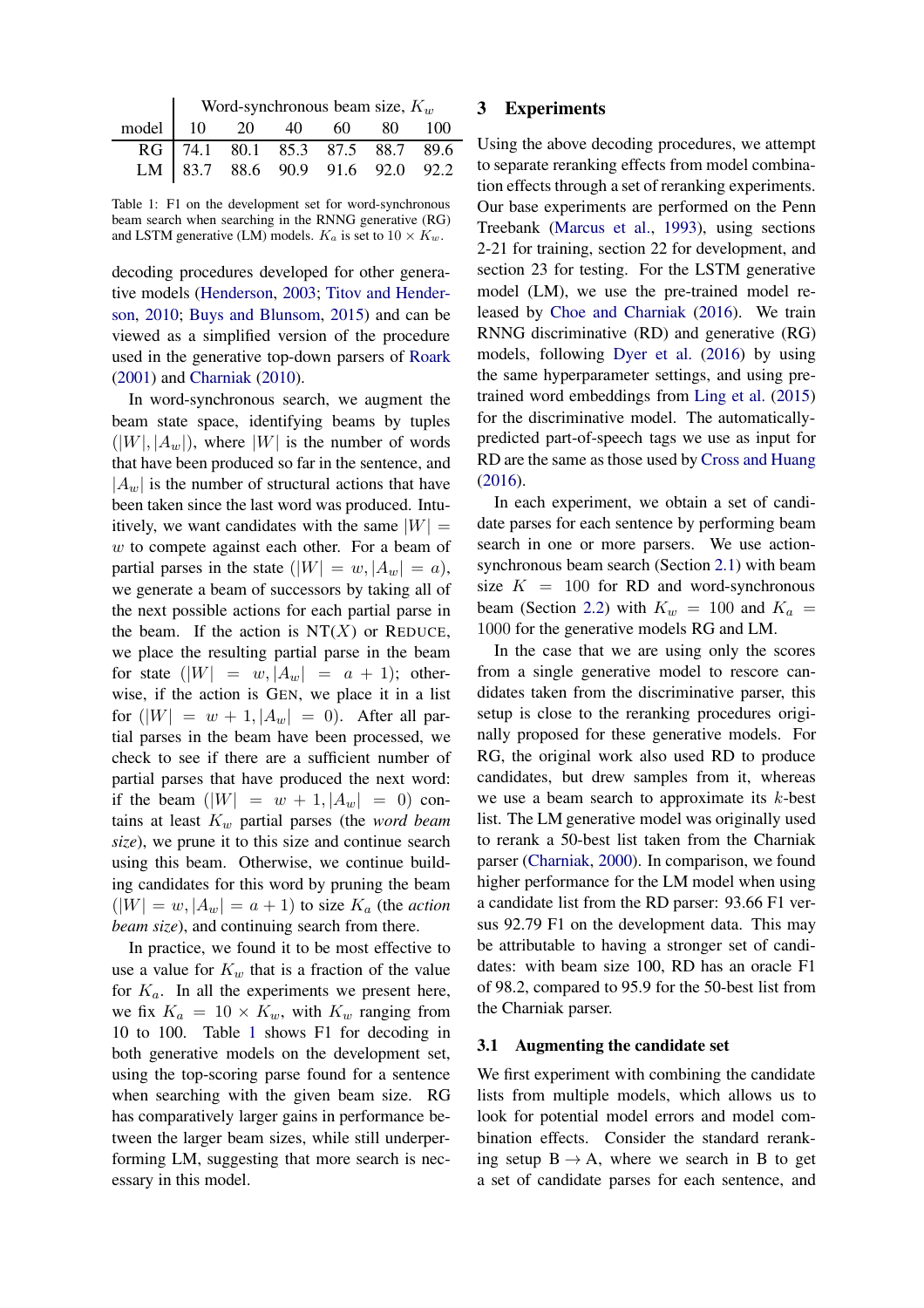| | Word-synchronous beam size, $K_w$ | | | | | |
|---|---|---|---|---|---|---|
| model | 10 | 20 | 40 | 60 | 80 | 100 |
| RG | 74.1 | 80.1 | 85.3 | 87.5 | 88.7 | 89.6 |
| LM | 83.7 | 88.6 | 90.9 | 91.6 | 92.0 | 92.2 |

Table 1: F1 on the development set for word-synchronous beam search when searching in the RNNG generative (RG) and LSTM generative (LM) models. $K_a$ is set to $10 \times K_w$.

decoding procedures developed for other generative models (Henderson, 2003; Titov and Henderson, 2010; Buys and Blunsom, 2015) and can be viewed as a simplified version of the procedure used in the generative top-down parsers of Roark (2001) and Charniak (2010).

In word-synchronous search, we augment the beam state space, identifying beams by tuples $(|W|, |A_w|)$, where $|W|$ is the number of words that have been produced so far in the sentence, and $|A_w|$ is the number of structural actions that have been taken since the last word was produced. Intuitively, we want candidates with the same $|W| = w$ to compete against each other. For a beam of partial parses in the state $(|W| = w, |A_w| = a)$, we generate a beam of successors by taking all of the next possible actions for each partial parse in the beam. If the action is NT($X$) or REDUCE, we place the resulting partial parse in the beam for state $(|W| = w, |A_w| = a + 1)$; otherwise, if the action is GEN, we place it in a list for $(|W| = w + 1, |A_w| = 0)$. After all partial parses in the beam have been processed, we check to see if there are a sufficient number of partial parses that have produced the next word: if the beam $(|W| = w + 1, |A_w| = 0)$ contains at least $K_w$ partial parses (the *word beam size*), we prune it to this size and continue search using this beam. Otherwise, we continue building candidates for this word by pruning the beam $(|W| = w, |A_w| = a + 1)$ to size $K_a$ (the *action beam size*), and continuing search from there.

In practice, we found it to be most effective to use a value for $K_w$ that is a fraction of the value for $K_a$. In all the experiments we present here, we fix $K_a = 10 \times K_w$, with $K_w$ ranging from 10 to 100. Table 1 shows F1 for decoding in both generative models on the development set, using the top-scoring parse found for a sentence when searching with the given beam size. RG has comparatively larger gains in performance between the larger beam sizes, while still underperforming LM, suggesting that more search is necessary in this model.

## 3 Experiments

Using the above decoding procedures, we attempt to separate reranking effects from model combination effects through a set of reranking experiments. Our base experiments are performed on the Penn Treebank (Marcus et al., 1993), using sections 2-21 for training, section 22 for development, and section 23 for testing. For the LSTM generative model (LM), we use the pre-trained model released by Choe and Charniak (2016). We train RNNG discriminative (RD) and generative (RG) models, following Dyer et al. (2016) by using the same hyperparameter settings, and using pre-trained word embeddings from Ling et al. (2015) for the discriminative model. The automatically-predicted part-of-speech tags we use as input for RD are the same as those used by Cross and Huang (2016).

In each experiment, we obtain a set of candidate parses for each sentence by performing beam search in one or more parsers. We use action-synchronous beam search (Section 2.1) with beam size $K = 100$ for RD and word-synchronous beam (Section 2.2) with $K_w = 100$ and $K_a = 1000$ for the generative models RG and LM.

In the case that we are using only the scores from a single generative model to rescore candidates taken from the discriminative parser, this setup is close to the reranking procedures originally proposed for these generative models. For RG, the original work also used RD to produce candidates, but drew samples from it, whereas we use a beam search to approximate its $k$-best list. The LM generative model was originally used to rerank a 50-best list taken from the Charniak parser (Charniak, 2000). In comparison, we found higher performance for the LM model when using a candidate list from the RD parser: 93.66 F1 versus 92.79 F1 on the development data. This may be attributable to having a stronger set of candidates: with beam size 100, RD has an oracle F1 of 98.2, compared to 95.9 for the 50-best list from the Charniak parser.

### 3.1 Augmenting the candidate set

We first experiment with combining the candidate lists from multiple models, which allows us to look for potential model errors and model combination effects. Consider the standard reranking setup B $\rightarrow$ A, where we search in B to get a set of candidate parses for each sentence, and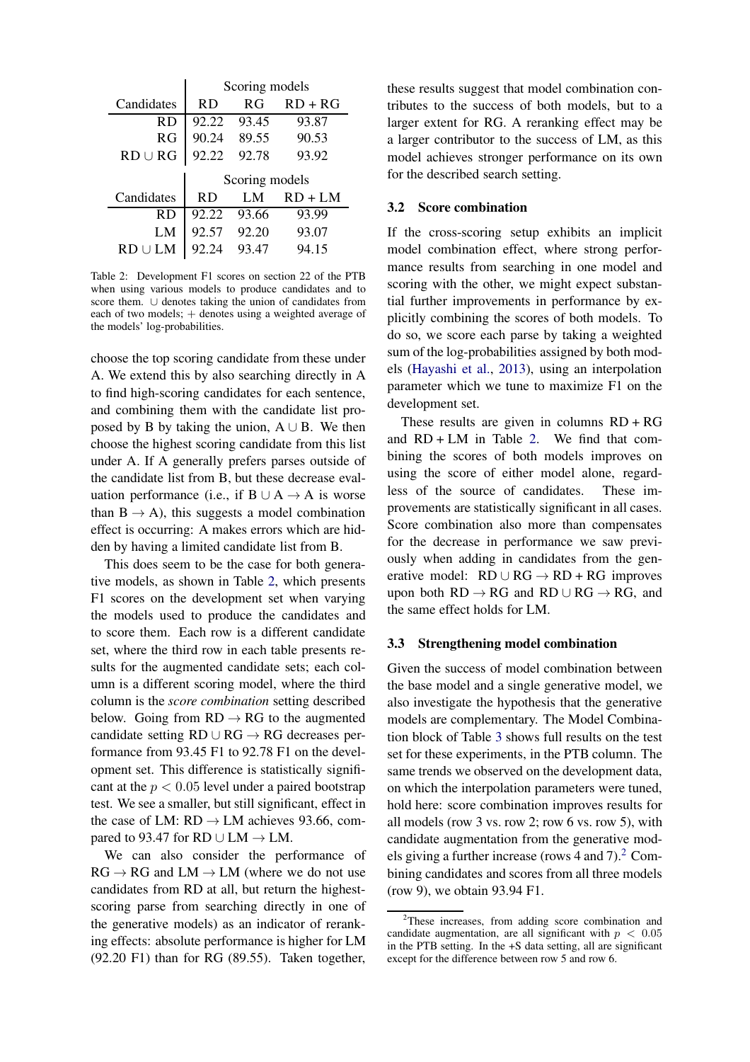| Candidates | Scoring models | | |
|---|---|---|---|
| | RD | RG | RD + RG |
| RD | 92.22 | 93.45 | 93.87 |
| RG | 90.24 | 89.55 | 90.53 |
| RD ∪ RG | 92.22 | 92.78 | 93.92 |

| Candidates | Scoring models | | |
|---|---|---|---|
| | RD | LM | RD + LM |
| RD | 92.22 | 93.66 | 93.99 |
| LM | 92.57 | 92.20 | 93.07 |
| RD ∪ LM | 92.24 | 93.47 | 94.15 |

Table 2: Development F1 scores on section 22 of the PTB when using various models to produce candidates and to score them. ∪ denotes taking the union of candidates from each of two models; + denotes using a weighted average of the models' log-probabilities.

choose the top scoring candidate from these under A. We extend this by also searching directly in A to find high-scoring candidates for each sentence, and combining them with the candidate list proposed by B by taking the union, A ∪ B. We then choose the highest scoring candidate from this list under A. If A generally prefers parses outside of the candidate list from B, but these decrease evaluation performance (i.e., if B ∪ A → A is worse than B → A), this suggests a model combination effect is occurring: A makes errors which are hidden by having a limited candidate list from B.

This does seem to be the case for both generative models, as shown in Table 2, which presents F1 scores on the development set when varying the models used to produce the candidates and to score them. Each row is a different candidate set, where the third row in each table presents results for the augmented candidate sets; each column is a different scoring model, where the third column is the *score combination* setting described below. Going from RD → RG to the augmented candidate setting RD ∪ RG → RG decreases performance from 93.45 F1 to 92.78 F1 on the development set. This difference is statistically significant at the $p < 0.05$ level under a paired bootstrap test. We see a smaller, but still significant, effect in the case of LM: RD → LM achieves 93.66, compared to 93.47 for RD ∪ LM → LM.

We can also consider the performance of RG → RG and LM → LM (where we do not use candidates from RD at all, but return the highest-scoring parse from searching directly in one of the generative models) as an indicator of reranking effects: absolute performance is higher for LM (92.20 F1) than for RG (89.55). Taken together, these results suggest that model combination contributes to the success of both models, but to a larger extent for RG. A reranking effect may be a larger contributor to the success of LM, as this model achieves stronger performance on its own for the described search setting.

### 3.2 Score combination

If the cross-scoring setup exhibits an implicit model combination effect, where strong performance results from searching in one model and scoring with the other, we might expect substantial further improvements in performance by explicitly combining the scores of both models. To do so, we score each parse by taking a weighted sum of the log-probabilities assigned by both models (Hayashi et al., 2013), using an interpolation parameter which we tune to maximize F1 on the development set.

These results are given in columns RD + RG and RD + LM in Table 2. We find that combining the scores of both models improves on using the score of either model alone, regardless of the source of candidates. These improvements are statistically significant in all cases. Score combination also more than compensates for the decrease in performance we saw previously when adding in candidates from the generative model: RD ∪ RG → RD + RG improves upon both RD → RG and RD ∪ RG → RG, and the same effect holds for LM.

### 3.3 Strengthening model combination

Given the success of model combination between the base model and a single generative model, we also investigate the hypothesis that the generative models are complementary. The Model Combination block of Table 3 shows full results on the test set for these experiments, in the PTB column. The same trends we observed on the development data, on which the interpolation parameters were tuned, hold here: score combination improves results for all models (row 3 vs. row 2; row 6 vs. row 5), with candidate augmentation from the generative models giving a further increase (rows 4 and 7).[2] Combining candidates and scores from all three models (row 9), we obtain 93.94 F1.

[2] These increases, from adding score combination and candidate augmentation, are all significant with $p < 0.05$ in the PTB setting. In the +S data setting, all are significant except for the difference between row 5 and row 6.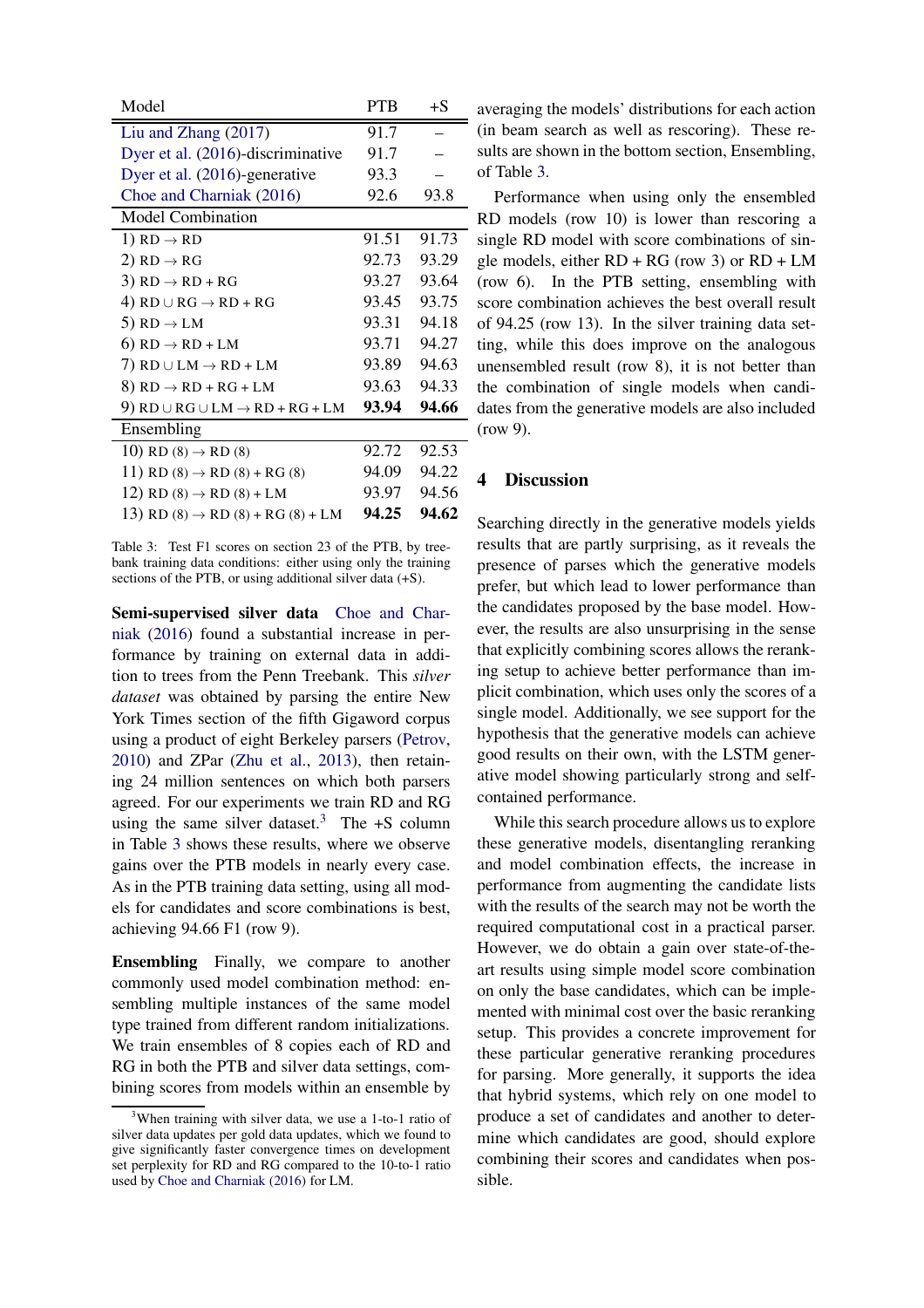| Model | PTB | +S |
|---|---|---|
| Liu and Zhang (2017) | 91.7 | – |
| Dyer et al. (2016)-discriminative | 91.7 | – |
| Dyer et al. (2016)-generative | 93.3 | – |
| Choe and Charniak (2016) | 92.6 | 93.8 |
| Model Combination | | |
| 1) RD → RD | 91.51 | 91.73 |
| 2) RD → RG | 92.73 | 93.29 |
| 3) RD → RD + RG | 93.27 | 93.64 |
| 4) RD ∪ RG → RD + RG | 93.45 | 93.75 |
| 5) RD → LM | 93.31 | 94.18 |
| 6) RD → RD + LM | 93.71 | 94.27 |
| 7) RD ∪ LM → RD + LM | 93.89 | 94.63 |
| 8) RD → RD + RG + LM | 93.63 | 94.33 |
| 9) RD ∪ RG ∪ LM → RD + RG + LM | **93.94** | **94.66** |
| Ensembling | | |
| 10) RD (8) → RD (8) | 92.72 | 92.53 |
| 11) RD (8) → RD (8) + RG (8) | 94.09 | 94.22 |
| 12) RD (8) → RD (8) + LM | 93.97 | 94.56 |
| 13) RD (8) → RD (8) + RG (8) + LM | **94.25** | **94.62** |

Table 3: Test F1 scores on section 23 of the PTB, by treebank training data conditions: either using only the training sections of the PTB, or using additional silver data (+S).

**Semi-supervised silver data** Choe and Charniak (2016) found a substantial increase in performance by training on external data in addition to trees from the Penn Treebank. This *silver dataset* was obtained by parsing the entire New York Times section of the fifth Gigaword corpus using a product of eight Berkeley parsers (Petrov, 2010) and ZPar (Zhu et al., 2013), then retaining 24 million sentences on which both parsers agreed. For our experiments we train RD and RG using the same silver dataset.[3] The +S column in Table 3 shows these results, where we observe gains over the PTB models in nearly every case. As in the PTB training data setting, using all models for candidates and score combinations is best, achieving 94.66 F1 (row 9).

**Ensembling** Finally, we compare to another commonly used model combination method: ensembling multiple instances of the same model type trained from different random initializations. We train ensembles of 8 copies each of RD and RG in both the PTB and silver data settings, combining scores from models within an ensemble by averaging the models' distributions for each action (in beam search as well as rescoring). These results are shown in the bottom section, Ensembling, of Table 3.

Performance when using only the ensembled RD models (row 10) is lower than rescoring a single RD model with score combinations of single models, either RD + RG (row 3) or RD + LM (row 6). In the PTB setting, ensembling with score combination achieves the best overall result of 94.25 (row 13). In the silver training data setting, while this does improve on the analogous unensembled result (row 8), it is not better than the combination of single models when candidates from the generative models are also included (row 9).

[3]When training with silver data, we use a 1-to-1 ratio of silver data updates per gold data updates, which we found to give significantly faster convergence times on development set perplexity for RD and RG compared to the 10-to-1 ratio used by Choe and Charniak (2016) for LM.

## 4 Discussion

Searching directly in the generative models yields results that are partly surprising, as it reveals the presence of parses which the generative models prefer, but which lead to lower performance than the candidates proposed by the base model. However, the results are also unsurprising in the sense that explicitly combining scores allows the reranking setup to achieve better performance than implicit combination, which uses only the scores of a single model. Additionally, we see support for the hypothesis that the generative models can achieve good results on their own, with the LSTM generative model showing particularly strong and self-contained performance.

While this search procedure allows us to explore these generative models, disentangling reranking and model combination effects, the increase in performance from augmenting the candidate lists with the results of the search may not be worth the required computational cost in a practical parser. However, we do obtain a gain over state-of-the-art results using simple model score combination on only the base candidates, which can be implemented with minimal cost over the basic reranking setup. This provides a concrete improvement for these particular generative reranking procedures for parsing. More generally, it supports the idea that hybrid systems, which rely on one model to produce a set of candidates and another to determine which candidates are good, should explore combining their scores and candidates when possible.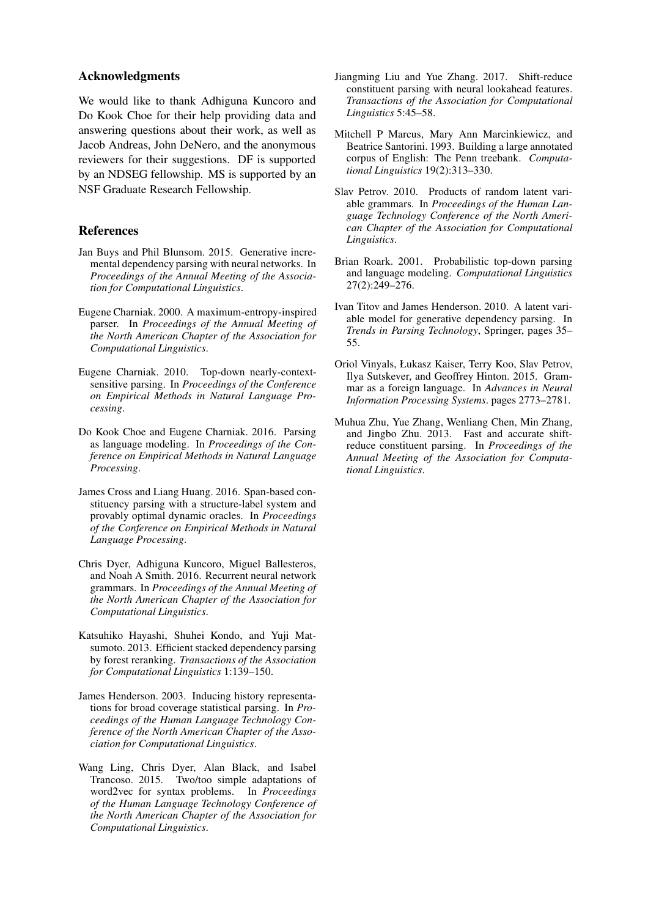## Acknowledgments

We would like to thank Adhiguna Kuncoro and Do Kook Choe for their help providing data and answering questions about their work, as well as Jacob Andreas, John DeNero, and the anonymous reviewers for their suggestions. DF is supported by an NDSEG fellowship. MS is supported by an NSF Graduate Research Fellowship.

## References

Jan Buys and Phil Blunsom. 2015. Generative incremental dependency parsing with neural networks. In *Proceedings of the Annual Meeting of the Association for Computational Linguistics*.

Eugene Charniak. 2000. A maximum-entropy-inspired parser. In *Proceedings of the Annual Meeting of the North American Chapter of the Association for Computational Linguistics*.

Eugene Charniak. 2010. Top-down nearly-context-sensitive parsing. In *Proceedings of the Conference on Empirical Methods in Natural Language Processing*.

Do Kook Choe and Eugene Charniak. 2016. Parsing as language modeling. In *Proceedings of the Conference on Empirical Methods in Natural Language Processing*.

James Cross and Liang Huang. 2016. Span-based constituency parsing with a structure-label system and provably optimal dynamic oracles. In *Proceedings of the Conference on Empirical Methods in Natural Language Processing*.

Chris Dyer, Adhiguna Kuncoro, Miguel Ballesteros, and Noah A Smith. 2016. Recurrent neural network grammars. In *Proceedings of the Annual Meeting of the North American Chapter of the Association for Computational Linguistics*.

Katsuhiko Hayashi, Shuhei Kondo, and Yuji Matsumoto. 2013. Efficient stacked dependency parsing by forest reranking. *Transactions of the Association for Computational Linguistics* 1:139–150.

James Henderson. 2003. Inducing history representations for broad coverage statistical parsing. In *Proceedings of the Human Language Technology Conference of the North American Chapter of the Association for Computational Linguistics*.

Wang Ling, Chris Dyer, Alan Black, and Isabel Trancoso. 2015. Two/too simple adaptations of word2vec for syntax problems. In *Proceedings of the Human Language Technology Conference of the North American Chapter of the Association for Computational Linguistics*.

Jiangming Liu and Yue Zhang. 2017. Shift-reduce constituent parsing with neural lookahead features. *Transactions of the Association for Computational Linguistics* 5:45–58.

Mitchell P Marcus, Mary Ann Marcinkiewicz, and Beatrice Santorini. 1993. Building a large annotated corpus of English: The Penn treebank. *Computational Linguistics* 19(2):313–330.

Slav Petrov. 2010. Products of random latent variable grammars. In *Proceedings of the Human Language Technology Conference of the North American Chapter of the Association for Computational Linguistics*.

Brian Roark. 2001. Probabilistic top-down parsing and language modeling. *Computational Linguistics* 27(2):249–276.

Ivan Titov and James Henderson. 2010. A latent variable model for generative dependency parsing. In *Trends in Parsing Technology*, Springer, pages 35–55.

Oriol Vinyals, Łukasz Kaiser, Terry Koo, Slav Petrov, Ilya Sutskever, and Geoffrey Hinton. 2015. Grammar as a foreign language. In *Advances in Neural Information Processing Systems*. pages 2773–2781.

Muhua Zhu, Yue Zhang, Wenliang Chen, Min Zhang, and Jingbo Zhu. 2013. Fast and accurate shift-reduce constituent parsing. In *Proceedings of the Annual Meeting of the Association for Computational Linguistics*.